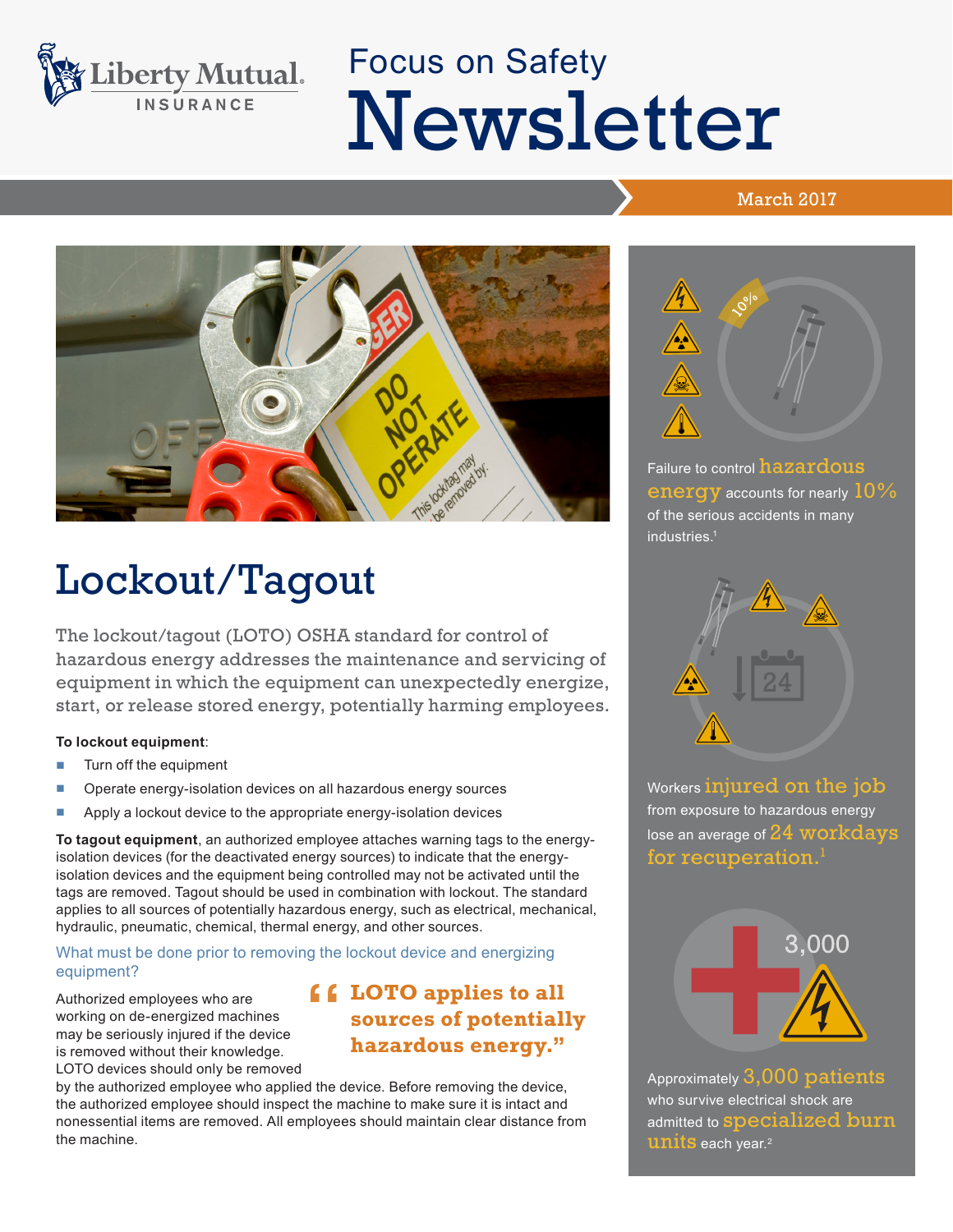Liberty Mutual INSURANCE

# Focus on Safety Newsletter

March 2017

## Lockout/Tagout

The lockout/tagout (LOTO) OSHA standard for control of hazardous energy addresses the maintenance and servicing of equipment in which the equipment can unexpectedly energize, start, or release stored energy, potentially harming employees.

**To lockout equipment**:

- Turn off the equipment
- Operate energy-isolation devices on all hazardous energy sources
- Apply a lockout device to the appropriate energy-isolation devices

**To tagout equipment**, an authorized employee attaches warning tags to the energy-isolation devices (for the deactivated energy sources) to indicate that the energy-isolation devices and the equipment being controlled may not be activated until the tags are removed. Tagout should be used in combination with lockout. The standard applies to all sources of potentially hazardous energy, such as electrical, mechanical, hydraulic, pneumatic, chemical, thermal energy, and other sources.

### What must be done prior to removing the lockout device and energizing equipment?

Authorized employees who are working on de-energized machines may be seriously injured if the device is removed without their knowledge. LOTO devices should only be removed by the authorized employee who applied the device. Before removing the device, the authorized employee should inspect the machine to make sure it is intact and nonessential items are removed. All employees should maintain clear distance from the machine.

> "LOTO applies to all sources of potentially hazardous energy."

Failure to control **hazardous energy** accounts for nearly **10%** of the serious accidents in many industries.[1]

Workers **injured on the job** from exposure to hazardous energy lose an average of **24 workdays for recuperation.**[1]

Approximately **3,000 patients** who survive electrical shock are admitted to **specialized burn units** each year.[2]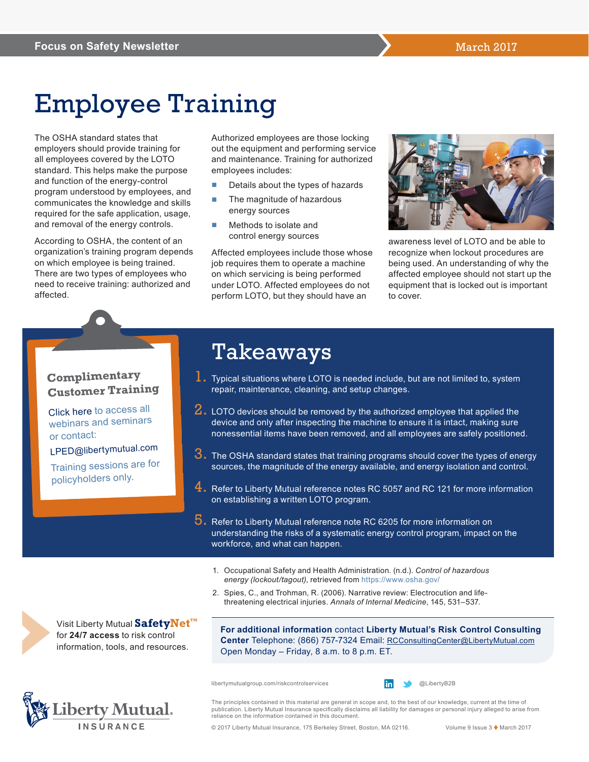# Employee Training

The OSHA standard states that employers should provide training for all employees covered by the LOTO standard. This helps make the purpose and function of the energy-control program understood by employees, and communicates the knowledge and skills required for the safe application, usage, and removal of the energy controls.

According to OSHA, the content of an organization's training program depends on which employee is being trained. There are two types of employees who need to receive training: authorized and affected.

Authorized employees are those locking out the equipment and performing service and maintenance. Training for authorized employees includes:

- Details about the types of hazards
- The magnitude of hazardous energy sources
- Methods to isolate and control energy sources

Affected employees include those whose job requires them to operate a machine on which servicing is being performed under LOTO. Affected employees do not perform LOTO, but they should have an awareness level of LOTO and be able to recognize when lockout procedures are being used. An understanding of why the affected employee should not start up the equipment that is locked out is important to cover.

## Complimentary Customer Training

Click here to access all webinars and seminars or contact:

LPED@libertymutual.com

Training sessions are for policyholders only.

## Takeaways

1. Typical situations where LOTO is needed include, but are not limited to, system repair, maintenance, cleaning, and setup changes.
2. LOTO devices should be removed by the authorized employee that applied the device and only after inspecting the machine to ensure it is intact, making sure nonessential items have been removed, and all employees are safely positioned.
3. The OSHA standard states that training programs should cover the types of energy sources, the magnitude of the energy available, and energy isolation and control.
4. Refer to Liberty Mutual reference notes RC 5057 and RC 121 for more information on establishing a written LOTO program.
5. Refer to Liberty Mutual reference note RC 6205 for more information on understanding the risks of a systematic energy control program, impact on the workforce, and what can happen.

1. Occupational Safety and Health Administration. (n.d.). *Control of hazardous energy (lockout/tagout)*, retrieved from https://www.osha.gov/
2. Spies, C., and Trohman, R. (2006). Narrative review: Electrocution and life-threatening electrical injuries. *Annals of Internal Medicine*, 145, 531–537.

Visit Liberty Mutual **SafetyNet**™ for **24/7 access** to risk control information, tools, and resources.

**For additional information** contact **Liberty Mutual's Risk Control Consulting Center** Telephone: (866) 757-7324 Email: RCConsultingCenter@LibertyMutual.com Open Monday – Friday, 8 a.m. to 8 p.m. ET.

libertymutualgroup.com/riskcontrolservices

@LibertyB2B

Liberty Mutual. INSURANCE

The principles contained in this material are general in scope and, to the best of our knowledge, current at the time of publication. Liberty Mutual Insurance specifically disclaims all liability for damages or personal injury alleged to arise from reliance on the information contained in this document.

© 2017 Liberty Mutual Insurance, 175 Berkeley Street, Boston, MA 02116.